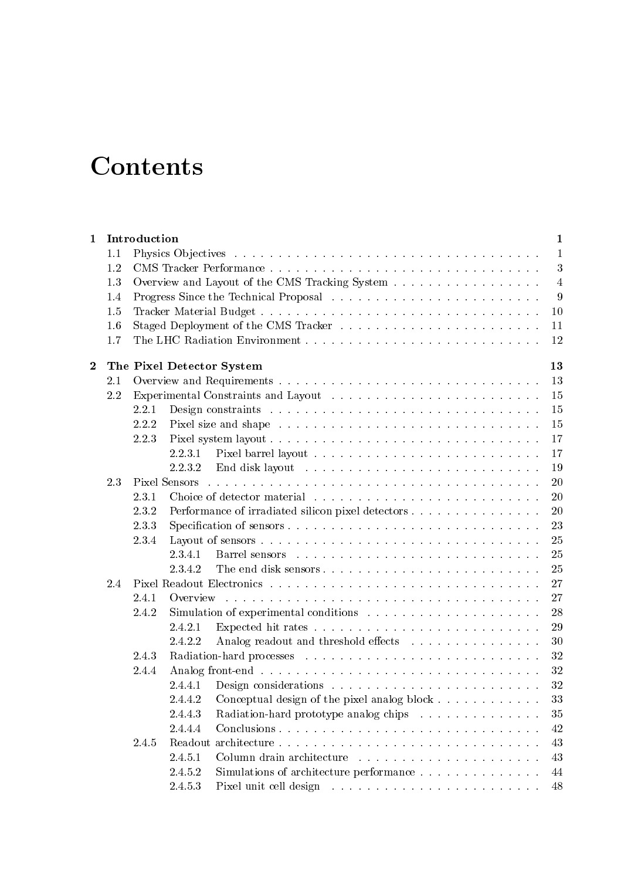# Contents

| | | |
|---|---|---|
| **1** | **Introduction** | **1** |
| 1.1 | Physics Objectives | 1 |
| 1.2 | CMS Tracker Performance | 3 |
| 1.3 | Overview and Layout of the CMS Tracking System | 4 |
| 1.4 | Progress Since the Technical Proposal | 9 |
| 1.5 | Tracker Material Budget | 10 |
| 1.6 | Staged Deployment of the CMS Tracker | 11 |
| 1.7 | The LHC Radiation Environment | 12 |
| **2** | **The Pixel Detector System** | **13** |
| 2.1 | Overview and Requirements | 13 |
| 2.2 | Experimental Constraints and Layout | 15 |
| 2.2.1 | Design constraints | 15 |
| 2.2.2 | Pixel size and shape | 15 |
| 2.2.3 | Pixel system layout | 17 |
| 2.2.3.1 | Pixel barrel layout | 17 |
| 2.2.3.2 | End disk layout | 19 |
| 2.3 | Pixel Sensors | 20 |
| 2.3.1 | Choice of detector material | 20 |
| 2.3.2 | Performance of irradiated silicon pixel detectors | 20 |
| 2.3.3 | Specification of sensors | 23 |
| 2.3.4 | Layout of sensors | 25 |
| 2.3.4.1 | Barrel sensors | 25 |
| 2.3.4.2 | The end disk sensors | 25 |
| 2.4 | Pixel Readout Electronics | 27 |
| 2.4.1 | Overview | 27 |
| 2.4.2 | Simulation of experimental conditions | 28 |
| 2.4.2.1 | Expected hit rates | 29 |
| 2.4.2.2 | Analog readout and threshold effects | 30 |
| 2.4.3 | Radiation-hard processes | 32 |
| 2.4.4 | Analog front-end | 32 |
| 2.4.4.1 | Design considerations | 32 |
| 2.4.4.2 | Conceptual design of the pixel analog block | 33 |
| 2.4.4.3 | Radiation-hard prototype analog chips | 35 |
| 2.4.4.4 | Conclusions | 42 |
| 2.4.5 | Readout architecture | 43 |
| 2.4.5.1 | Column drain architecture | 43 |
| 2.4.5.2 | Simulations of architecture performance | 44 |
| 2.4.5.3 | Pixel unit cell design | 48 |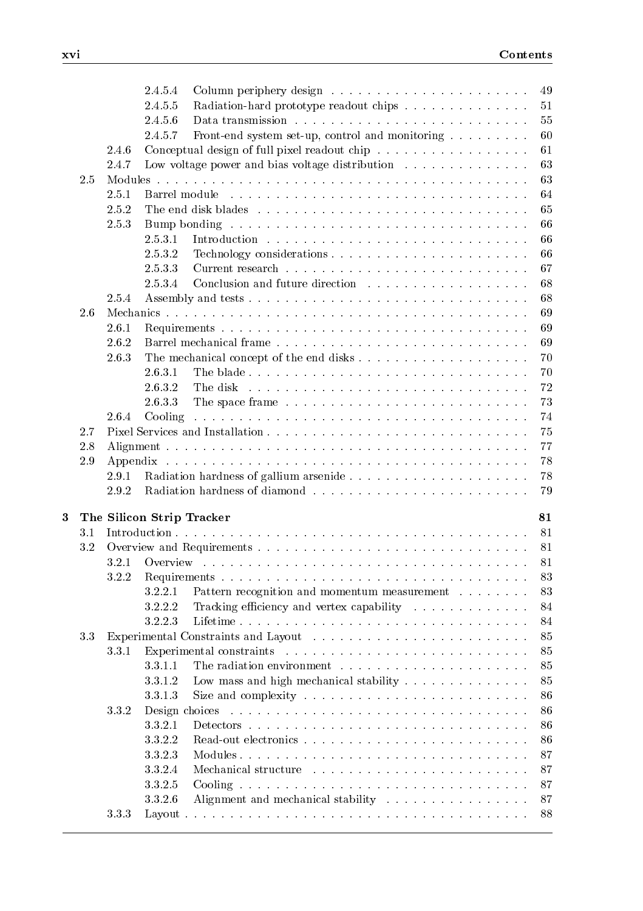2.4.5.4 Column periphery design . . . . . . . . . . . . . . . . . . . . . . 49
2.4.5.5 Radiation-hard prototype readout chips . . . . . . . . . . . . . . 51
2.4.5.6 Data transmission . . . . . . . . . . . . . . . . . . . . . . . . . 55
2.4.5.7 Front-end system set-up, control and monitoring . . . . . . . . . 60
2.4.6 Conceptual design of full pixel readout chip . . . . . . . . . . . . . . . . . 61
2.4.7 Low voltage power and bias voltage distribution . . . . . . . . . . . . . . 63
2.5 Modules . . . . . . . . . . . . . . . . . . . . . . . . . . . . . . . . . . . . . . 63
2.5.1 Barrel module . . . . . . . . . . . . . . . . . . . . . . . . . . . . . . . . 64
2.5.2 The end disk blades . . . . . . . . . . . . . . . . . . . . . . . . . . . . . 65
2.5.3 Bump bonding . . . . . . . . . . . . . . . . . . . . . . . . . . . . . . . . 66
2.5.3.1 Introduction . . . . . . . . . . . . . . . . . . . . . . . . . . . . . 66
2.5.3.2 Technology considerations . . . . . . . . . . . . . . . . . . . . . 66
2.5.3.3 Current research . . . . . . . . . . . . . . . . . . . . . . . . . . 67
2.5.3.4 Conclusion and future direction . . . . . . . . . . . . . . . . . . 68
2.5.4 Assembly and tests . . . . . . . . . . . . . . . . . . . . . . . . . . . . . . 68
2.6 Mechanics . . . . . . . . . . . . . . . . . . . . . . . . . . . . . . . . . . . . . 69
2.6.1 Requirements . . . . . . . . . . . . . . . . . . . . . . . . . . . . . . . . . 69
2.6.2 Barrel mechanical frame . . . . . . . . . . . . . . . . . . . . . . . . . . . 69
2.6.3 The mechanical concept of the end disks . . . . . . . . . . . . . . . . . . . 70
2.6.3.1 The blade . . . . . . . . . . . . . . . . . . . . . . . . . . . . . . 70
2.6.3.2 The disk . . . . . . . . . . . . . . . . . . . . . . . . . . . . . . . 72
2.6.3.3 The space frame . . . . . . . . . . . . . . . . . . . . . . . . . . . 73
2.6.4 Cooling . . . . . . . . . . . . . . . . . . . . . . . . . . . . . . . . . . . . 74
2.7 Pixel Services and Installation . . . . . . . . . . . . . . . . . . . . . . . . . . 75
2.8 Alignment . . . . . . . . . . . . . . . . . . . . . . . . . . . . . . . . . . . . . 77
2.9 Appendix . . . . . . . . . . . . . . . . . . . . . . . . . . . . . . . . . . . . . 78
2.9.1 Radiation hardness of gallium arsenide . . . . . . . . . . . . . . . . . . . 78
2.9.2 Radiation hardness of diamond . . . . . . . . . . . . . . . . . . . . . . . 79

**3 The Silicon Strip Tracker 81**

3.1 Introduction . . . . . . . . . . . . . . . . . . . . . . . . . . . . . . . . . . . . 81
3.2 Overview and Requirements . . . . . . . . . . . . . . . . . . . . . . . . . . . 81
3.2.1 Overview . . . . . . . . . . . . . . . . . . . . . . . . . . . . . . . . . . . 81
3.2.2 Requirements . . . . . . . . . . . . . . . . . . . . . . . . . . . . . . . . . 83
3.2.2.1 Pattern recognition and momentum measurement . . . . . . . . 83
3.2.2.2 Tracking efficiency and vertex capability . . . . . . . . . . . . . 84
3.2.2.3 Lifetime . . . . . . . . . . . . . . . . . . . . . . . . . . . . . . . 84
3.3 Experimental Constraints and Layout . . . . . . . . . . . . . . . . . . . . . . 85
3.3.1 Experimental constraints . . . . . . . . . . . . . . . . . . . . . . . . . . . 85
3.3.1.1 The radiation environment . . . . . . . . . . . . . . . . . . . . . 85
3.3.1.2 Low mass and high mechanical stability . . . . . . . . . . . . . . 85
3.3.1.3 Size and complexity . . . . . . . . . . . . . . . . . . . . . . . . . 86
3.3.2 Design choices . . . . . . . . . . . . . . . . . . . . . . . . . . . . . . . . 86
3.3.2.1 Detectors . . . . . . . . . . . . . . . . . . . . . . . . . . . . . . . 86
3.3.2.2 Read-out electronics . . . . . . . . . . . . . . . . . . . . . . . . . 86
3.3.2.3 Modules . . . . . . . . . . . . . . . . . . . . . . . . . . . . . . . . 87
3.3.2.4 Mechanical structure . . . . . . . . . . . . . . . . . . . . . . . . 87
3.3.2.5 Cooling . . . . . . . . . . . . . . . . . . . . . . . . . . . . . . . . 87
3.3.2.6 Alignment and mechanical stability . . . . . . . . . . . . . . . . 87
3.3.3 Layout . . . . . . . . . . . . . . . . . . . . . . . . . . . . . . . . . . . . . 88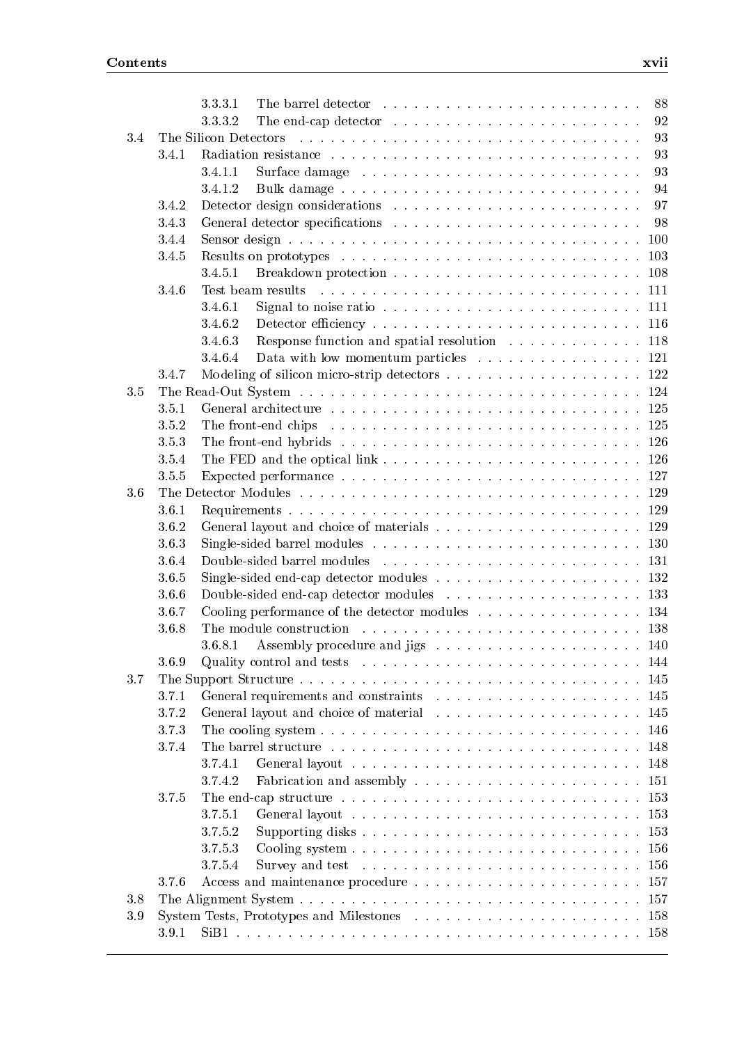| | | | |
|---|---|---|---|
| | 3.3.3.1 | The barrel detector | 88 |
| | 3.3.3.2 | The end-cap detector | 92 |
| 3.4 | The Silicon Detectors | | 93 |
| 3.4.1 | Radiation resistance | | 93 |
| | 3.4.1.1 | Surface damage | 93 |
| | 3.4.1.2 | Bulk damage | 94 |
| 3.4.2 | Detector design considerations | | 97 |
| 3.4.3 | General detector specifications | | 98 |
| 3.4.4 | Sensor design | | 100 |
| 3.4.5 | Results on prototypes | | 103 |
| | 3.4.5.1 | Breakdown protection | 108 |
| 3.4.6 | Test beam results | | 111 |
| | 3.4.6.1 | Signal to noise ratio | 111 |
| | 3.4.6.2 | Detector efficiency | 116 |
| | 3.4.6.3 | Response function and spatial resolution | 118 |
| | 3.4.6.4 | Data with low momentum particles | 121 |
| 3.4.7 | Modeling of silicon micro-strip detectors | | 122 |
| 3.5 | The Read-Out System | | 124 |
| 3.5.1 | General architecture | | 125 |
| 3.5.2 | The front-end chips | | 125 |
| 3.5.3 | The front-end hybrids | | 126 |
| 3.5.4 | The FED and the optical link | | 126 |
| 3.5.5 | Expected performance | | 127 |
| 3.6 | The Detector Modules | | 129 |
| 3.6.1 | Requirements | | 129 |
| 3.6.2 | General layout and choice of materials | | 129 |
| 3.6.3 | Single-sided barrel modules | | 130 |
| 3.6.4 | Double-sided barrel modules | | 131 |
| 3.6.5 | Single-sided end-cap detector modules | | 132 |
| 3.6.6 | Double-sided end-cap detector modules | | 133 |
| 3.6.7 | Cooling performance of the detector modules | | 134 |
| 3.6.8 | The module construction | | 138 |
| | 3.6.8.1 | Assembly procedure and jigs | 140 |
| 3.6.9 | Quality control and tests | | 144 |
| 3.7 | The Support Structure | | 145 |
| 3.7.1 | General requirements and constraints | | 145 |
| 3.7.2 | General layout and choice of material | | 145 |
| 3.7.3 | The cooling system | | 146 |
| 3.7.4 | The barrel structure | | 148 |
| | 3.7.4.1 | General layout | 148 |
| | 3.7.4.2 | Fabrication and assembly | 151 |
| 3.7.5 | The end-cap structure | | 153 |
| | 3.7.5.1 | General layout | 153 |
| | 3.7.5.2 | Supporting disks | 153 |
| | 3.7.5.3 | Cooling system | 156 |
| | 3.7.5.4 | Survey and test | 156 |
| 3.7.6 | Access and maintenance procedure | | 157 |
| 3.8 | The Alignment System | | 157 |
| 3.9 | System Tests, Prototypes and Milestones | | 158 |
| 3.9.1 | SiB1 | | 158 |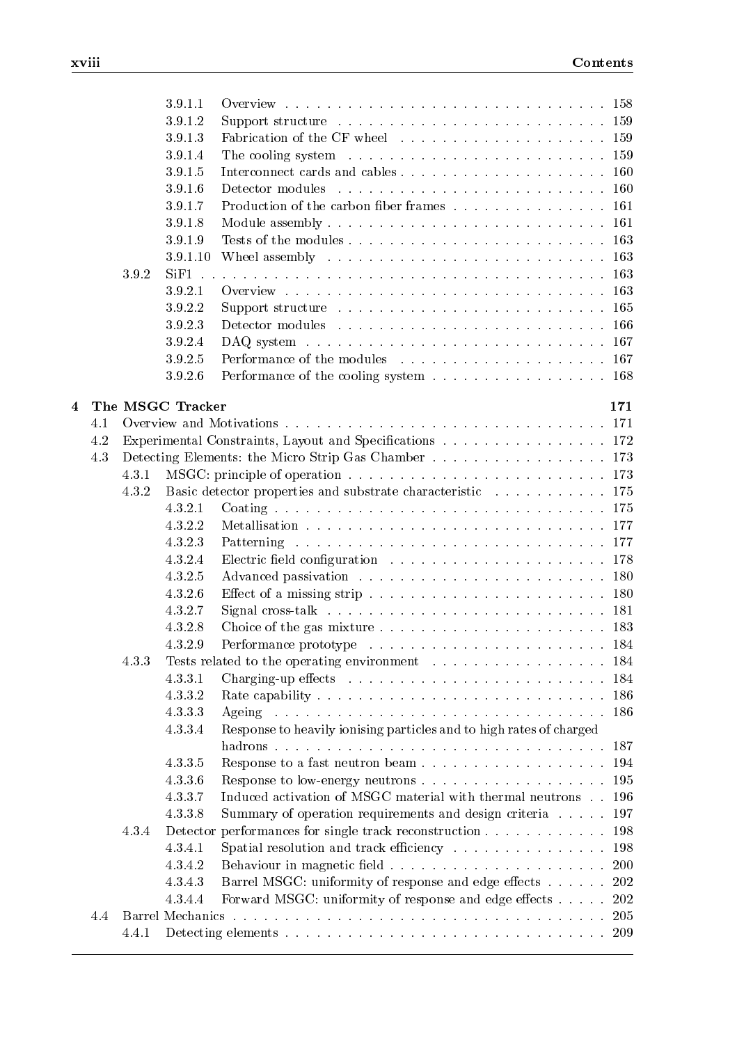- 3.9.1.1 Overview . . . 158
- 3.9.1.2 Support structure . . . 159
- 3.9.1.3 Fabrication of the CF wheel . . . 159
- 3.9.1.4 The cooling system . . . 159
- 3.9.1.5 Interconnect cards and cables . . . 160
- 3.9.1.6 Detector modules . . . 160
- 3.9.1.7 Production of the carbon fiber frames . . . 161
- 3.9.1.8 Module assembly . . . 161
- 3.9.1.9 Tests of the modules . . . 163
- 3.9.1.10 Wheel assembly . . . 163
- 3.9.2 SiF1 . . . 163
  - 3.9.2.1 Overview . . . 163
  - 3.9.2.2 Support structure . . . 165
  - 3.9.2.3 Detector modules . . . 166
  - 3.9.2.4 DAQ system . . . 167
  - 3.9.2.5 Performance of the modules . . . 167
  - 3.9.2.6 Performance of the cooling system . . . 168

**4 The MSGC Tracker** **171**

- 4.1 Overview and Motivations . . . 171
- 4.2 Experimental Constraints, Layout and Specifications . . . 172
- 4.3 Detecting Elements: the Micro Strip Gas Chamber . . . 173
  - 4.3.1 MSGC: principle of operation . . . 173
  - 4.3.2 Basic detector properties and substrate characteristic . . . 175
    - 4.3.2.1 Coating . . . 175
    - 4.3.2.2 Metallisation . . . 177
    - 4.3.2.3 Patterning . . . 177
    - 4.3.2.4 Electric field configuration . . . 178
    - 4.3.2.5 Advanced passivation . . . 180
    - 4.3.2.6 Effect of a missing strip . . . 180
    - 4.3.2.7 Signal cross-talk . . . 181
    - 4.3.2.8 Choice of the gas mixture . . . 183
    - 4.3.2.9 Performance prototype . . . 184
  - 4.3.3 Tests related to the operating environment . . . 184
    - 4.3.3.1 Charging-up effects . . . 184
    - 4.3.3.2 Rate capability . . . 186
    - 4.3.3.3 Ageing . . . 186
    - 4.3.3.4 Response to heavily ionising particles and to high rates of charged hadrons . . . 187
    - 4.3.3.5 Response to a fast neutron beam . . . 194
    - 4.3.3.6 Response to low-energy neutrons . . . 195
    - 4.3.3.7 Induced activation of MSGC material with thermal neutrons . . . 196
    - 4.3.3.8 Summary of operation requirements and design criteria . . . 197
  - 4.3.4 Detector performances for single track reconstruction . . . 198
    - 4.3.4.1 Spatial resolution and track efficiency . . . 198
    - 4.3.4.2 Behaviour in magnetic field . . . 200
    - 4.3.4.3 Barrel MSGC: uniformity of response and edge effects . . . 202
    - 4.3.4.4 Forward MSGC: uniformity of response and edge effects . . . 202
- 4.4 Barrel Mechanics . . . 205
  - 4.4.1 Detecting elements . . . 209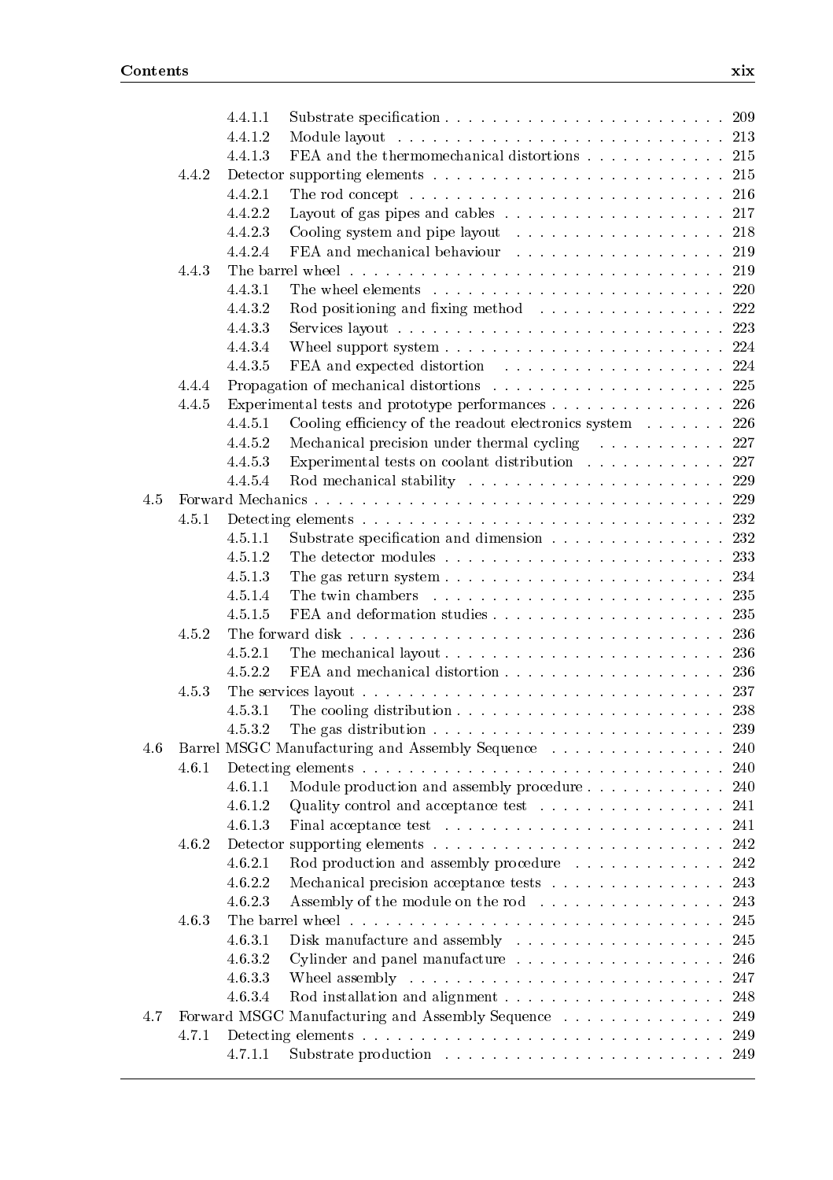- 4.4.1.1 Substrate specification . . . . . . . . . . . . . . . . . . . . . . . 209
- 4.4.1.2 Module layout . . . . . . . . . . . . . . . . . . . . . . . . . . . 213
- 4.4.1.3 FEA and the thermomechanical distortions . . . . . . . . . . . . 215
- 4.4.2 Detector supporting elements . . . . . . . . . . . . . . . . . . . . . . . 215
- 4.4.2.1 The rod concept . . . . . . . . . . . . . . . . . . . . . . . . . . 216
- 4.4.2.2 Layout of gas pipes and cables . . . . . . . . . . . . . . . . . . 217
- 4.4.2.3 Cooling system and pipe layout . . . . . . . . . . . . . . . . . . 218
- 4.4.2.4 FEA and mechanical behaviour . . . . . . . . . . . . . . . . . . 219
- 4.4.3 The barrel wheel . . . . . . . . . . . . . . . . . . . . . . . . . . . . . . 219
- 4.4.3.1 The wheel elements . . . . . . . . . . . . . . . . . . . . . . . . 220
- 4.4.3.2 Rod positioning and fixing method . . . . . . . . . . . . . . . . 222
- 4.4.3.3 Services layout . . . . . . . . . . . . . . . . . . . . . . . . . . . 223
- 4.4.3.4 Wheel support system . . . . . . . . . . . . . . . . . . . . . . . 224
- 4.4.3.5 FEA and expected distortion . . . . . . . . . . . . . . . . . . . 224
- 4.4.4 Propagation of mechanical distortions . . . . . . . . . . . . . . . . . . . 225
- 4.4.5 Experimental tests and prototype performances . . . . . . . . . . . . . . . 226
- 4.4.5.1 Cooling efficiency of the readout electronics system . . . . . . . 226
- 4.4.5.2 Mechanical precision under thermal cycling . . . . . . . . . . . 227
- 4.4.5.3 Experimental tests on coolant distribution . . . . . . . . . . . . 227
- 4.4.5.4 Rod mechanical stability . . . . . . . . . . . . . . . . . . . . . 229
- 4.5 Forward Mechanics . . . . . . . . . . . . . . . . . . . . . . . . . . . . . . . 229
- 4.5.1 Detecting elements . . . . . . . . . . . . . . . . . . . . . . . . . . . . . 232
- 4.5.1.1 Substrate specification and dimension . . . . . . . . . . . . . . 232
- 4.5.1.2 The detector modules . . . . . . . . . . . . . . . . . . . . . . . 233
- 4.5.1.3 The gas return system . . . . . . . . . . . . . . . . . . . . . . . 234
- 4.5.1.4 The twin chambers . . . . . . . . . . . . . . . . . . . . . . . . 235
- 4.5.1.5 FEA and deformation studies . . . . . . . . . . . . . . . . . . . 235
- 4.5.2 The forward disk . . . . . . . . . . . . . . . . . . . . . . . . . . . . . . 236
- 4.5.2.1 The mechanical layout . . . . . . . . . . . . . . . . . . . . . . . 236
- 4.5.2.2 FEA and mechanical distortion . . . . . . . . . . . . . . . . . . 236
- 4.5.3 The services layout . . . . . . . . . . . . . . . . . . . . . . . . . . . . . 237
- 4.5.3.1 The cooling distribution . . . . . . . . . . . . . . . . . . . . . . 238
- 4.5.3.2 The gas distribution . . . . . . . . . . . . . . . . . . . . . . . . 239
- 4.6 Barrel MSGC Manufacturing and Assembly Sequence . . . . . . . . . . . . . . 240
- 4.6.1 Detecting elements . . . . . . . . . . . . . . . . . . . . . . . . . . . . . 240
- 4.6.1.1 Module production and assembly procedure . . . . . . . . . . . . 240
- 4.6.1.2 Quality control and acceptance test . . . . . . . . . . . . . . . . 241
- 4.6.1.3 Final acceptance test . . . . . . . . . . . . . . . . . . . . . . . 241
- 4.6.2 Detector supporting elements . . . . . . . . . . . . . . . . . . . . . . . 242
- 4.6.2.1 Rod production and assembly procedure . . . . . . . . . . . . . 242
- 4.6.2.2 Mechanical precision acceptance tests . . . . . . . . . . . . . . . 243
- 4.6.2.3 Assembly of the module on the rod . . . . . . . . . . . . . . . . 243
- 4.6.3 The barrel wheel . . . . . . . . . . . . . . . . . . . . . . . . . . . . . . 245
- 4.6.3.1 Disk manufacture and assembly . . . . . . . . . . . . . . . . . . 245
- 4.6.3.2 Cylinder and panel manufacture . . . . . . . . . . . . . . . . . . 246
- 4.6.3.3 Wheel assembly . . . . . . . . . . . . . . . . . . . . . . . . . . 247
- 4.6.3.4 Rod installation and alignment . . . . . . . . . . . . . . . . . . 248
- 4.7 Forward MSGC Manufacturing and Assembly Sequence . . . . . . . . . . . . . 249
- 4.7.1 Detecting elements . . . . . . . . . . . . . . . . . . . . . . . . . . . . . 249
- 4.7.1.1 Substrate production . . . . . . . . . . . . . . . . . . . . . . . 249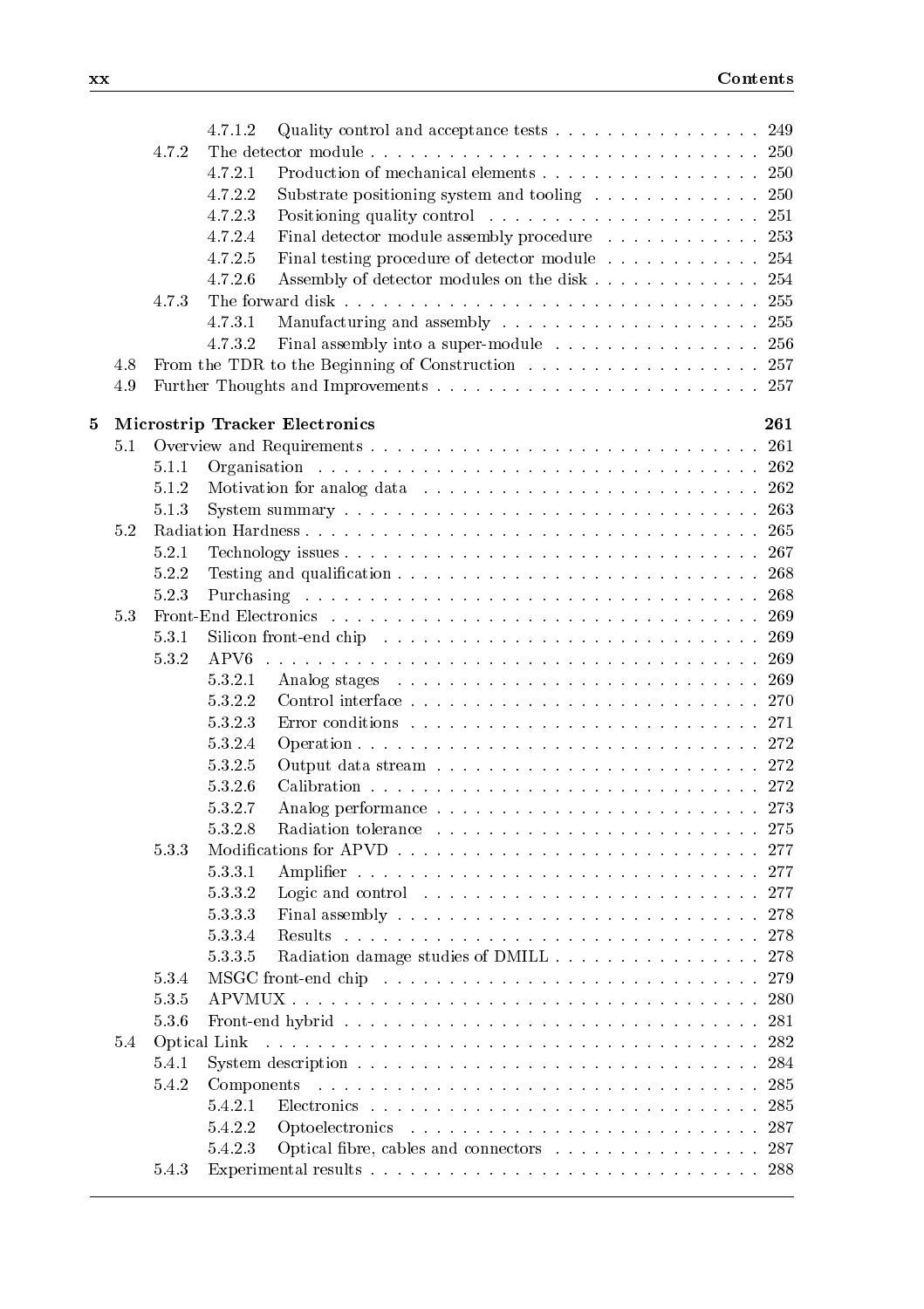- 4.7.1.2 Quality control and acceptance tests . . . . . . . . . . . . . . . . 249
- 4.7.2 The detector module . . . . . . . . . . . . . . . . . . . . . . . . . . . . . 250
  - 4.7.2.1 Production of mechanical elements . . . . . . . . . . . . . . . . 250
  - 4.7.2.2 Substrate positioning system and tooling . . . . . . . . . . . . . 250
  - 4.7.2.3 Positioning quality control . . . . . . . . . . . . . . . . . . . . . 251
  - 4.7.2.4 Final detector module assembly procedure . . . . . . . . . . . . 253
  - 4.7.2.5 Final testing procedure of detector module . . . . . . . . . . . . 254
  - 4.7.2.6 Assembly of detector modules on the disk . . . . . . . . . . . . . 254
- 4.7.3 The forward disk . . . . . . . . . . . . . . . . . . . . . . . . . . . . . 255
  - 4.7.3.1 Manufacturing and assembly . . . . . . . . . . . . . . . . . . . 255
  - 4.7.3.2 Final assembly into a super-module . . . . . . . . . . . . . . . . 256
- 4.8 From the TDR to the Beginning of Construction . . . . . . . . . . . . . . . . . . 257
- 4.9 Further Thoughts and Improvements . . . . . . . . . . . . . . . . . . . . . . . 257

**5 Microstrip Tracker Electronics 261**

- 5.1 Overview and Requirements . . . . . . . . . . . . . . . . . . . . . . . . . . . . 261
  - 5.1.1 Organisation . . . . . . . . . . . . . . . . . . . . . . . . . . . . . . . 262
  - 5.1.2 Motivation for analog data . . . . . . . . . . . . . . . . . . . . . . . 262
  - 5.1.3 System summary . . . . . . . . . . . . . . . . . . . . . . . . . . . . . 263
- 5.2 Radiation Hardness . . . . . . . . . . . . . . . . . . . . . . . . . . . . . . . . . 265
  - 5.2.1 Technology issues . . . . . . . . . . . . . . . . . . . . . . . . . . . . . 267
  - 5.2.2 Testing and qualification . . . . . . . . . . . . . . . . . . . . . . . . . 268
  - 5.2.3 Purchasing . . . . . . . . . . . . . . . . . . . . . . . . . . . . . . . . 268
- 5.3 Front-End Electronics . . . . . . . . . . . . . . . . . . . . . . . . . . . . . . . 269
  - 5.3.1 Silicon front-end chip . . . . . . . . . . . . . . . . . . . . . . . . . . 269
  - 5.3.2 APV6 . . . . . . . . . . . . . . . . . . . . . . . . . . . . . . . . . . . 269
    - 5.3.2.1 Analog stages . . . . . . . . . . . . . . . . . . . . . . . . . . . 269
    - 5.3.2.2 Control interface . . . . . . . . . . . . . . . . . . . . . . . . . . 270
    - 5.3.2.3 Error conditions . . . . . . . . . . . . . . . . . . . . . . . . . . 271
    - 5.3.2.4 Operation . . . . . . . . . . . . . . . . . . . . . . . . . . . . . . 272
    - 5.3.2.5 Output data stream . . . . . . . . . . . . . . . . . . . . . . . . 272
    - 5.3.2.6 Calibration . . . . . . . . . . . . . . . . . . . . . . . . . . . . . 272
    - 5.3.2.7 Analog performance . . . . . . . . . . . . . . . . . . . . . . . . 273
    - 5.3.2.8 Radiation tolerance . . . . . . . . . . . . . . . . . . . . . . . . 275
  - 5.3.3 Modifications for APVD . . . . . . . . . . . . . . . . . . . . . . . . . 277
    - 5.3.3.1 Amplifier . . . . . . . . . . . . . . . . . . . . . . . . . . . . . . 277
    - 5.3.3.2 Logic and control . . . . . . . . . . . . . . . . . . . . . . . . . 277
    - 5.3.3.3 Final assembly . . . . . . . . . . . . . . . . . . . . . . . . . . . 278
    - 5.3.3.4 Results . . . . . . . . . . . . . . . . . . . . . . . . . . . . . . . 278
    - 5.3.3.5 Radiation damage studies of DMILL . . . . . . . . . . . . . . . . 278
  - 5.3.4 MSGC front-end chip . . . . . . . . . . . . . . . . . . . . . . . . . . 279
  - 5.3.5 APVMUX . . . . . . . . . . . . . . . . . . . . . . . . . . . . . . . . . 280
  - 5.3.6 Front-end hybrid . . . . . . . . . . . . . . . . . . . . . . . . . . . . . 281
- 5.4 Optical Link . . . . . . . . . . . . . . . . . . . . . . . . . . . . . . . . . . . . 282
  - 5.4.1 System description . . . . . . . . . . . . . . . . . . . . . . . . . . . . 284
  - 5.4.2 Components . . . . . . . . . . . . . . . . . . . . . . . . . . . . . . . . 285
    - 5.4.2.1 Electronics . . . . . . . . . . . . . . . . . . . . . . . . . . . . . 285
    - 5.4.2.2 Optoelectronics . . . . . . . . . . . . . . . . . . . . . . . . . . 287
    - 5.4.2.3 Optical fibre, cables and connectors . . . . . . . . . . . . . . . . 287
  - 5.4.3 Experimental results . . . . . . . . . . . . . . . . . . . . . . . . . . . 288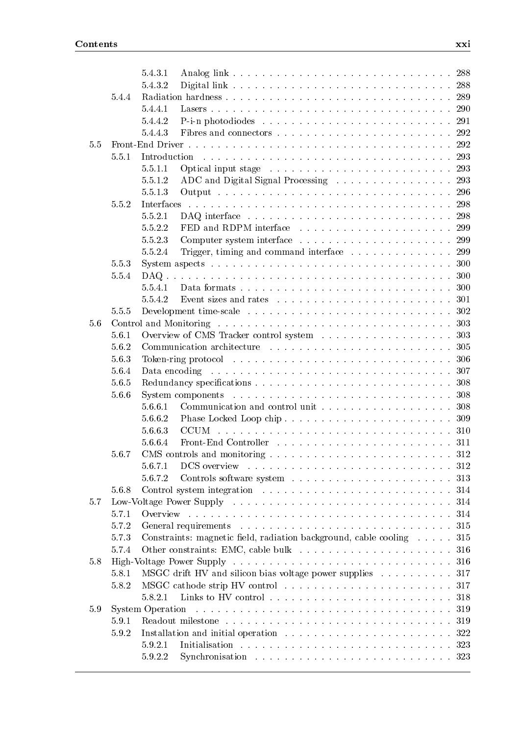| | | | |
|---|---|---|---|
| | 5.4.3.1 | Analog link | 288 |
| | 5.4.3.2 | Digital link | 288 |
| 5.4.4 | | Radiation hardness | 289 |
| | 5.4.4.1 | Lasers | 290 |
| | 5.4.4.2 | P-i-n photodiodes | 291 |
| | 5.4.4.3 | Fibres and connectors | 292 |
| 5.5 | | Front-End Driver | 292 |
| 5.5.1 | | Introduction | 293 |
| | 5.5.1.1 | Optical input stage | 293 |
| | 5.5.1.2 | ADC and Digital Signal Processing | 293 |
| | 5.5.1.3 | Output | 296 |
| 5.5.2 | | Interfaces | 298 |
| | 5.5.2.1 | DAQ interface | 298 |
| | 5.5.2.2 | FED and RDPM interface | 299 |
| | 5.5.2.3 | Computer system interface | 299 |
| | 5.5.2.4 | Trigger, timing and command interface | 299 |
| 5.5.3 | | System aspects | 300 |
| 5.5.4 | | DAQ | 300 |
| | 5.5.4.1 | Data formats | 300 |
| | 5.5.4.2 | Event sizes and rates | 301 |
| 5.5.5 | | Development time-scale | 302 |
| 5.6 | | Control and Monitoring | 303 |
| 5.6.1 | | Overview of CMS Tracker control system | 303 |
| 5.6.2 | | Communication architecture | 305 |
| 5.6.3 | | Token-ring protocol | 306 |
| 5.6.4 | | Data encoding | 307 |
| 5.6.5 | | Redundancy specifications | 308 |
| 5.6.6 | | System components | 308 |
| | 5.6.6.1 | Communication and control unit | 308 |
| | 5.6.6.2 | Phase Locked Loop chip | 309 |
| | 5.6.6.3 | CCUM | 310 |
| | 5.6.6.4 | Front-End Controller | 311 |
| 5.6.7 | | CMS controls and monitoring | 312 |
| | 5.6.7.1 | DCS overview | 312 |
| | 5.6.7.2 | Controls software system | 313 |
| 5.6.8 | | Control system integration | 314 |
| 5.7 | | Low-Voltage Power Supply | 314 |
| 5.7.1 | | Overview | 314 |
| 5.7.2 | | General requirements | 315 |
| 5.7.3 | | Constraints: magnetic field, radiation background, cable cooling | 315 |
| 5.7.4 | | Other constraints: EMC, cable bulk | 316 |
| 5.8 | | High-Voltage Power Supply | 316 |
| 5.8.1 | | MSGC drift HV and silicon bias voltage power supplies | 317 |
| 5.8.2 | | MSGC cathode strip HV control | 317 |
| | 5.8.2.1 | Links to HV control | 318 |
| 5.9 | | System Operation | 319 |
| 5.9.1 | | Readout milestone | 319 |
| 5.9.2 | | Installation and initial operation | 322 |
| | 5.9.2.1 | Initialisation | 323 |
| | 5.9.2.2 | Synchronisation | 323 |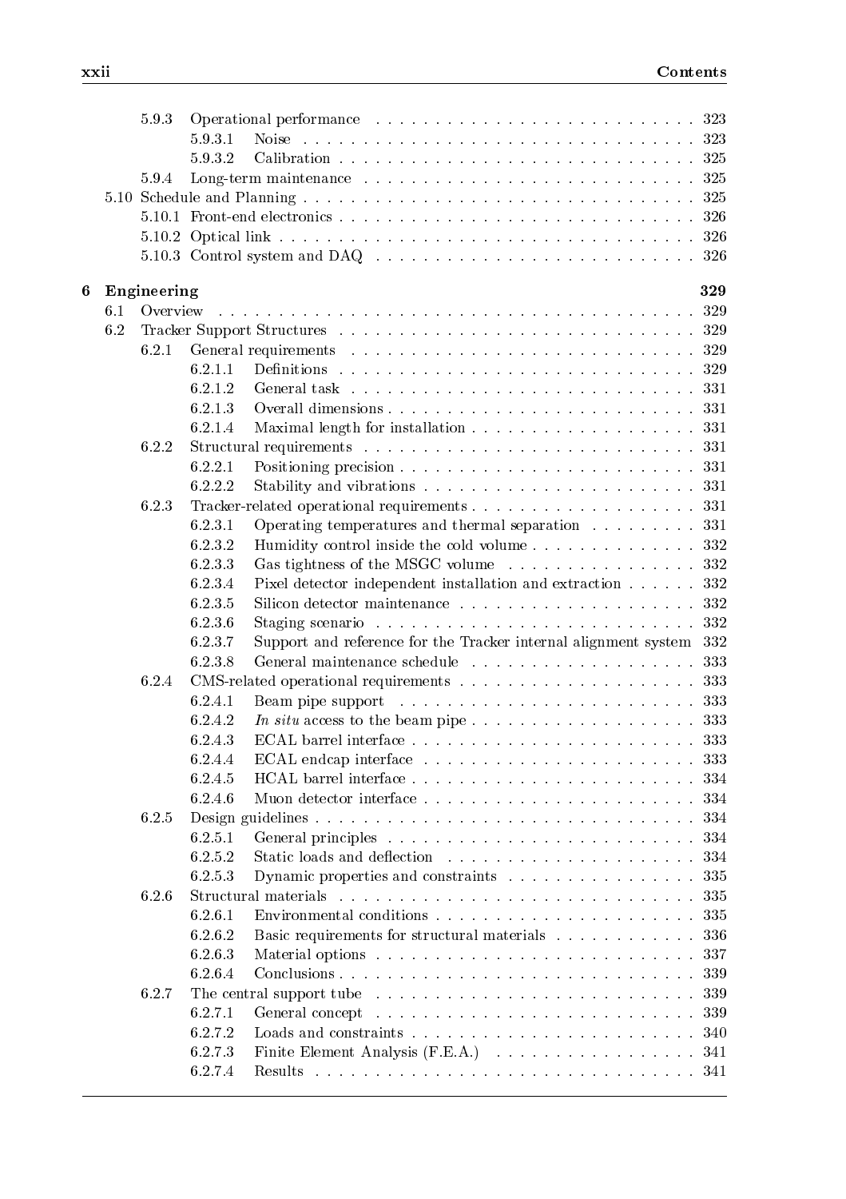5.9.3 Operational performance . . . . . . . . . . 323
  5.9.3.1 Noise . . . . . . . . . . 323
  5.9.3.2 Calibration . . . . . . . . . . 325
5.9.4 Long-term maintenance . . . . . . . . . . 325
5.10 Schedule and Planning . . . . . . . . . . 325
  5.10.1 Front-end electronics . . . . . . . . . . 326
  5.10.2 Optical link . . . . . . . . . . 326
  5.10.3 Control system and DAQ . . . . . . . . . . 326

**6 Engineering** **329**

6.1 Overview . . . . . . . . . . 329
6.2 Tracker Support Structures . . . . . . . . . . 329
  6.2.1 General requirements . . . . . . . . . . 329
    6.2.1.1 Definitions . . . . . . . . . . 329
    6.2.1.2 General task . . . . . . . . . . 331
    6.2.1.3 Overall dimensions . . . . . . . . . . 331
    6.2.1.4 Maximal length for installation . . . . . . . . . . 331
  6.2.2 Structural requirements . . . . . . . . . . 331
    6.2.2.1 Positioning precision . . . . . . . . . . 331
    6.2.2.2 Stability and vibrations . . . . . . . . . . 331
  6.2.3 Tracker-related operational requirements . . . . . . . . . . 331
    6.2.3.1 Operating temperatures and thermal separation . . . . . . . . . . 331
    6.2.3.2 Humidity control inside the cold volume . . . . . . . . . . 332
    6.2.3.3 Gas tightness of the MSGC volume . . . . . . . . . . 332
    6.2.3.4 Pixel detector independent installation and extraction . . . . . . . . . . 332
    6.2.3.5 Silicon detector maintenance . . . . . . . . . . 332
    6.2.3.6 Staging scenario . . . . . . . . . . 332
    6.2.3.7 Support and reference for the Tracker internal alignment system 332
    6.2.3.8 General maintenance schedule . . . . . . . . . . 333
  6.2.4 CMS-related operational requirements . . . . . . . . . . 333
    6.2.4.1 Beam pipe support . . . . . . . . . . 333
    6.2.4.2 *In situ* access to the beam pipe . . . . . . . . . . 333
    6.2.4.3 ECAL barrel interface . . . . . . . . . . 333
    6.2.4.4 ECAL endcap interface . . . . . . . . . . 333
    6.2.4.5 HCAL barrel interface . . . . . . . . . . 334
    6.2.4.6 Muon detector interface . . . . . . . . . . 334
  6.2.5 Design guidelines . . . . . . . . . . 334
    6.2.5.1 General principles . . . . . . . . . . 334
    6.2.5.2 Static loads and deflection . . . . . . . . . . 334
    6.2.5.3 Dynamic properties and constraints . . . . . . . . . . 335
  6.2.6 Structural materials . . . . . . . . . . 335
    6.2.6.1 Environmental conditions . . . . . . . . . . 335
    6.2.6.2 Basic requirements for structural materials . . . . . . . . . . 336
    6.2.6.3 Material options . . . . . . . . . . 337
    6.2.6.4 Conclusions . . . . . . . . . . 339
  6.2.7 The central support tube . . . . . . . . . . 339
    6.2.7.1 General concept . . . . . . . . . . 339
    6.2.7.2 Loads and constraints . . . . . . . . . . 340
    6.2.7.3 Finite Element Analysis (F.E.A.) . . . . . . . . . . 341
    6.2.7.4 Results . . . . . . . . . . 341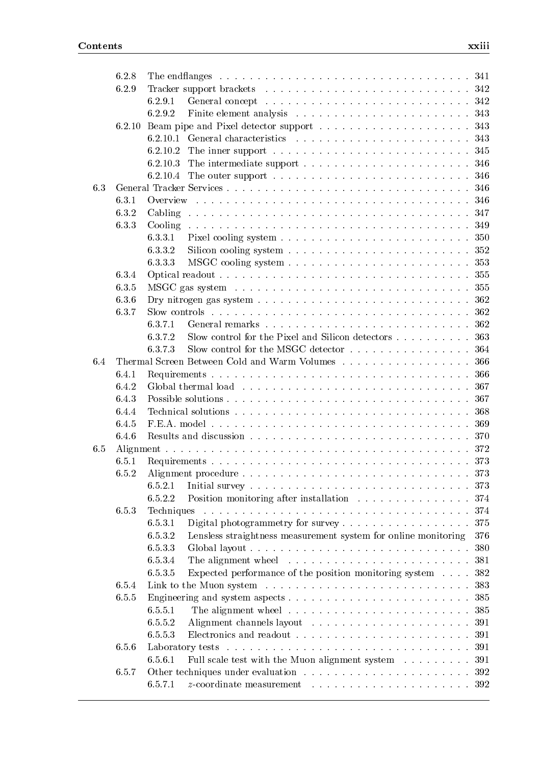- 6.2.8 The endflanges . . . 341
- 6.2.9 Tracker support brackets . . . 342
  - 6.2.9.1 General concept . . . 342
  - 6.2.9.2 Finite element analysis . . . 343
- 6.2.10 Beam pipe and Pixel detector support . . . 343
  - 6.2.10.1 General characteristics . . . 343
  - 6.2.10.2 The inner support . . . 345
  - 6.2.10.3 The intermediate support . . . 346
  - 6.2.10.4 The outer support . . . 346

6.3 General Tracker Services . . . 346
- 6.3.1 Overview . . . 346
- 6.3.2 Cabling . . . 347
- 6.3.3 Cooling . . . 349
  - 6.3.3.1 Pixel cooling system . . . 350
  - 6.3.3.2 Silicon cooling system . . . 352
  - 6.3.3.3 MSGC cooling system . . . 353
- 6.3.4 Optical readout . . . 355
- 6.3.5 MSGC gas system . . . 355
- 6.3.6 Dry nitrogen gas system . . . 362
- 6.3.7 Slow controls . . . 362
  - 6.3.7.1 General remarks . . . 362
  - 6.3.7.2 Slow control for the Pixel and Silicon detectors . . . 363
  - 6.3.7.3 Slow control for the MSGC detector . . . 364

6.4 Thermal Screen Between Cold and Warm Volumes . . . 366
- 6.4.1 Requirements . . . 366
- 6.4.2 Global thermal load . . . 367
- 6.4.3 Possible solutions . . . 367
- 6.4.4 Technical solutions . . . 368
- 6.4.5 F.E.A. model . . . 369
- 6.4.6 Results and discussion . . . 370

6.5 Alignment . . . 372
- 6.5.1 Requirements . . . 373
- 6.5.2 Alignment procedure . . . 373
  - 6.5.2.1 Initial survey . . . 373
  - 6.5.2.2 Position monitoring after installation . . . 374
- 6.5.3 Techniques . . . 374
  - 6.5.3.1 Digital photogrammetry for survey . . . 375
  - 6.5.3.2 Lensless straightness measurement system for online monitoring . . . 376
  - 6.5.3.3 Global layout . . . 380
  - 6.5.3.4 The alignment wheel . . . 381
  - 6.5.3.5 Expected performance of the position monitoring system . . . 382
- 6.5.4 Link to the Muon system . . . 383
- 6.5.5 Engineering and system aspects . . . 385
  - 6.5.5.1 The alignment wheel . . . 385
  - 6.5.5.2 Alignment channels layout . . . 391
  - 6.5.5.3 Electronics and readout . . . 391
- 6.5.6 Laboratory tests . . . 391
  - 6.5.6.1 Full scale test with the Muon alignment system . . . 391
- 6.5.7 Other techniques under evaluation . . . 392
  - 6.5.7.1 $z$-coordinate measurement . . . 392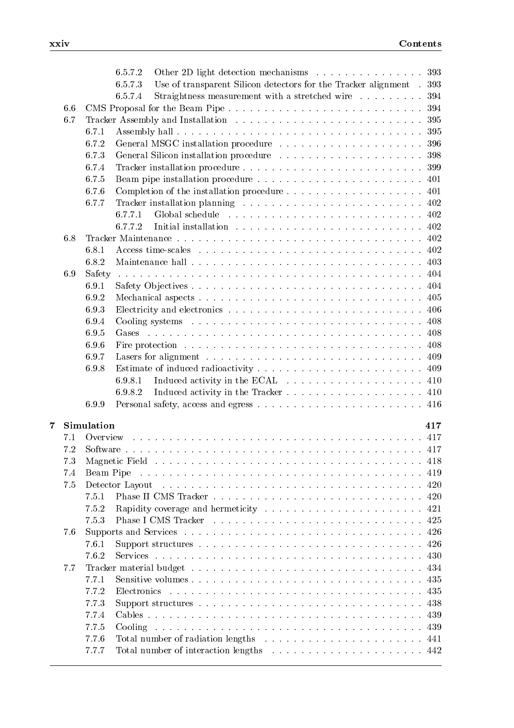- 6.5.7.2 Other 2D light detection mechanisms . . . 393
- 6.5.7.3 Use of transparent Silicon detectors for the Tracker alignment . 393
- 6.5.7.4 Straightness measurement with a stretched wire . . . 394
- 6.6 CMS Proposal for the Beam Pipe . . . 394
- 6.7 Tracker Assembly and Installation . . . 395
  - 6.7.1 Assembly hall . . . 395
  - 6.7.2 General MSGC installation procedure . . . 396
  - 6.7.3 General Silicon installation procedure . . . 398
  - 6.7.4 Tracker installation procedure . . . 399
  - 6.7.5 Beam pipe installation procedure . . . 401
  - 6.7.6 Completion of the installation procedure . . . 401
  - 6.7.7 Tracker installation planning . . . 402
    - 6.7.7.1 Global schedule . . . 402
    - 6.7.7.2 Initial installation . . . 402
- 6.8 Tracker Maintenance . . . 402
  - 6.8.1 Access time-scales . . . 402
  - 6.8.2 Maintenance hall . . . 403
- 6.9 Safety . . . 404
  - 6.9.1 Safety Objectives . . . 404
  - 6.9.2 Mechanical aspects . . . 405
  - 6.9.3 Electricity and electronics . . . 406
  - 6.9.4 Cooling systems . . . 408
  - 6.9.5 Gases . . . 408
  - 6.9.6 Fire protection . . . 408
  - 6.9.7 Lasers for alignment . . . 409
  - 6.9.8 Estimate of induced radioactivity . . . 409
    - 6.9.8.1 Induced activity in the ECAL . . . 410
    - 6.9.8.2 Induced activity in the Tracker . . . 410
  - 6.9.9 Personal safety, access and egress . . . 416

**7 Simulation 417**

- 7.1 Overview . . . 417
- 7.2 Software . . . 417
- 7.3 Magnetic Field . . . 418
- 7.4 Beam Pipe . . . 419
- 7.5 Detector Layout . . . 420
  - 7.5.1 Phase II CMS Tracker . . . 420
  - 7.5.2 Rapidity coverage and hermeticity . . . 421
  - 7.5.3 Phase I CMS Tracker . . . 425
- 7.6 Supports and Services . . . 426
  - 7.6.1 Support structures . . . 426
  - 7.6.2 Services . . . 430
- 7.7 Tracker material budget . . . 434
  - 7.7.1 Sensitive volumes . . . 435
  - 7.7.2 Electronics . . . 435
  - 7.7.3 Support structures . . . 438
  - 7.7.4 Cables . . . 439
  - 7.7.5 Cooling . . . 439
  - 7.7.6 Total number of radiation lengths . . . 441
  - 7.7.7 Total number of interaction lengths . . . 442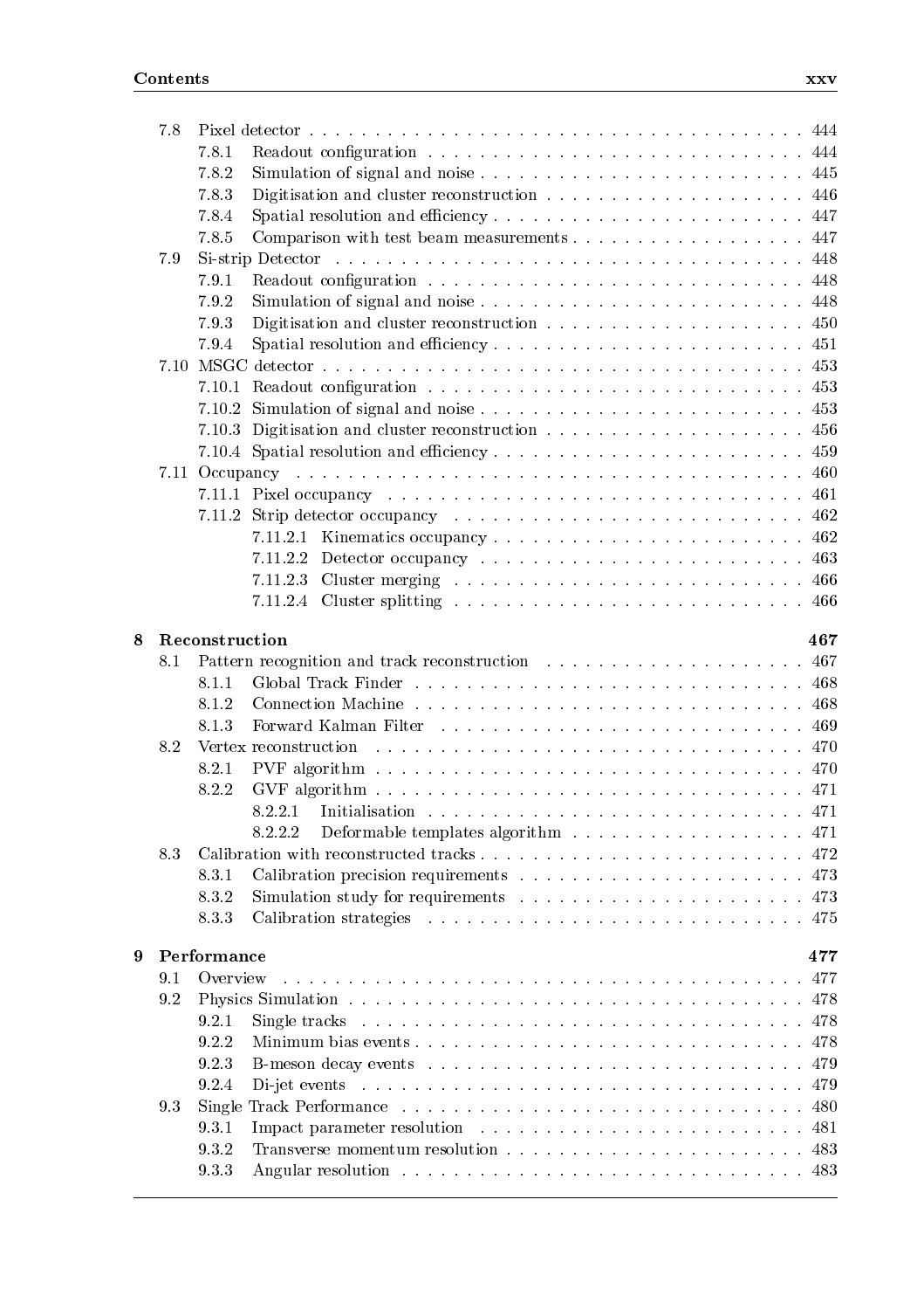- 7.8 Pixel detector . . . . . 444
  - 7.8.1 Readout configuration . . . . . 444
  - 7.8.2 Simulation of signal and noise . . . . . 445
  - 7.8.3 Digitisation and cluster reconstruction . . . . . 446
  - 7.8.4 Spatial resolution and efficiency . . . . . 447
  - 7.8.5 Comparison with test beam measurements . . . . . 447
- 7.9 Si-strip Detector . . . . . 448
  - 7.9.1 Readout configuration . . . . . 448
  - 7.9.2 Simulation of signal and noise . . . . . 448
  - 7.9.3 Digitisation and cluster reconstruction . . . . . 450
  - 7.9.4 Spatial resolution and efficiency . . . . . 451
- 7.10 MSGC detector . . . . . 453
  - 7.10.1 Readout configuration . . . . . 453
  - 7.10.2 Simulation of signal and noise . . . . . 453
  - 7.10.3 Digitisation and cluster reconstruction . . . . . 456
  - 7.10.4 Spatial resolution and efficiency . . . . . 459
- 7.11 Occupancy . . . . . 460
  - 7.11.1 Pixel occupancy . . . . . 461
  - 7.11.2 Strip detector occupancy . . . . . 462
    - 7.11.2.1 Kinematics occupancy . . . . . 462
    - 7.11.2.2 Detector occupancy . . . . . 463
    - 7.11.2.3 Cluster merging . . . . . 466
    - 7.11.2.4 Cluster splitting . . . . . 466

**8 Reconstruction** **467**

- 8.1 Pattern recognition and track reconstruction . . . . . 467
  - 8.1.1 Global Track Finder . . . . . 468
  - 8.1.2 Connection Machine . . . . . 468
  - 8.1.3 Forward Kalman Filter . . . . . 469
- 8.2 Vertex reconstruction . . . . . 470
  - 8.2.1 PVF algorithm . . . . . 470
  - 8.2.2 GVF algorithm . . . . . 471
    - 8.2.2.1 Initialisation . . . . . 471
    - 8.2.2.2 Deformable templates algorithm . . . . . 471
- 8.3 Calibration with reconstructed tracks . . . . . 472
  - 8.3.1 Calibration precision requirements . . . . . 473
  - 8.3.2 Simulation study for requirements . . . . . 473
  - 8.3.3 Calibration strategies . . . . . 475

**9 Performance** **477**

- 9.1 Overview . . . . . 477
- 9.2 Physics Simulation . . . . . 478
  - 9.2.1 Single tracks . . . . . 478
  - 9.2.2 Minimum bias events . . . . . 478
  - 9.2.3 B-meson decay events . . . . . 479
  - 9.2.4 Di-jet events . . . . . 479
- 9.3 Single Track Performance . . . . . 480
  - 9.3.1 Impact parameter resolution . . . . . 481
  - 9.3.2 Transverse momentum resolution . . . . . 483
  - 9.3.3 Angular resolution . . . . . 483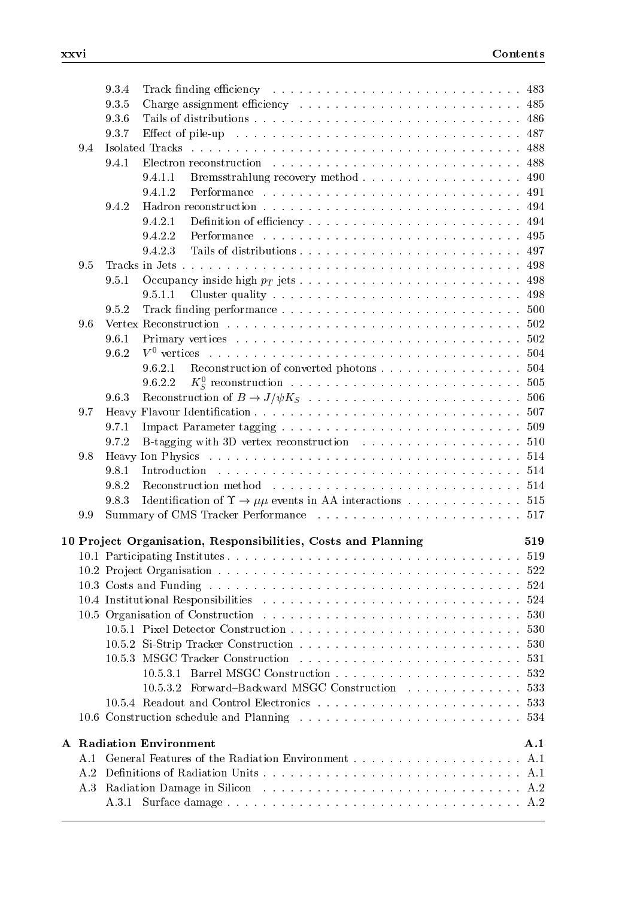- 9.3.4 Track finding efficiency . . . . . . . . . . . . . . . . . . . . . . . . . . . . 483
- 9.3.5 Charge assignment efficiency . . . . . . . . . . . . . . . . . . . . . . . . . 485
- 9.3.6 Tails of distributions . . . . . . . . . . . . . . . . . . . . . . . . . . . . . 486
- 9.3.7 Effect of pile-up . . . . . . . . . . . . . . . . . . . . . . . . . . . . . . . 487

9.4 Isolated Tracks . . . . . . . . . . . . . . . . . . . . . . . . . . . . . . . . . . 488

- 9.4.1 Electron reconstruction . . . . . . . . . . . . . . . . . . . . . . . . . . . 488
  - 9.4.1.1 Bremsstrahlung recovery method . . . . . . . . . . . . . . . . . . 490
  - 9.4.1.2 Performance . . . . . . . . . . . . . . . . . . . . . . . . . . . . . 491
- 9.4.2 Hadron reconstruction . . . . . . . . . . . . . . . . . . . . . . . . . . . . 494
  - 9.4.2.1 Definition of efficiency . . . . . . . . . . . . . . . . . . . . . . . . 494
  - 9.4.2.2 Performance . . . . . . . . . . . . . . . . . . . . . . . . . . . . . 495
  - 9.4.2.3 Tails of distributions . . . . . . . . . . . . . . . . . . . . . . . . . 497

9.5 Tracks in Jets . . . . . . . . . . . . . . . . . . . . . . . . . . . . . . . . . . . 498

- 9.5.1 Occupancy inside high $p_T$ jets . . . . . . . . . . . . . . . . . . . . . . . 498
  - 9.5.1.1 Cluster quality . . . . . . . . . . . . . . . . . . . . . . . . . . . . 498
- 9.5.2 Track finding performance . . . . . . . . . . . . . . . . . . . . . . . . . . 500

9.6 Vertex Reconstruction . . . . . . . . . . . . . . . . . . . . . . . . . . . . . . . 502

- 9.6.1 Primary vertices . . . . . . . . . . . . . . . . . . . . . . . . . . . . . . . 502
- 9.6.2 $V^0$ vertices . . . . . . . . . . . . . . . . . . . . . . . . . . . . . . . . . 504
  - 9.6.2.1 Reconstruction of converted photons . . . . . . . . . . . . . . . . 504
  - 9.6.2.2 $K_S^0$ reconstruction . . . . . . . . . . . . . . . . . . . . . . . . . 505
- 9.6.3 Reconstruction of $B \to J/\psi K_S$ . . . . . . . . . . . . . . . . . . . . . . . 506

9.7 Heavy Flavour Identification . . . . . . . . . . . . . . . . . . . . . . . . . . . . 507

- 9.7.1 Impact Parameter tagging . . . . . . . . . . . . . . . . . . . . . . . . . . 509
- 9.7.2 B-tagging with 3D vertex reconstruction . . . . . . . . . . . . . . . . . . 510

9.8 Heavy Ion Physics . . . . . . . . . . . . . . . . . . . . . . . . . . . . . . . . . 514

- 9.8.1 Introduction . . . . . . . . . . . . . . . . . . . . . . . . . . . . . . . . . . 514
- 9.8.2 Reconstruction method . . . . . . . . . . . . . . . . . . . . . . . . . . . . 514
- 9.8.3 Identification of $\Upsilon \to \mu\mu$ events in AA interactions . . . . . . . . . . . . 515

9.9 Summary of CMS Tracker Performance . . . . . . . . . . . . . . . . . . . . . . 517

**10 Project Organisation, Responsibilities, Costs and Planning 519**

10.1 Participating Institutes . . . . . . . . . . . . . . . . . . . . . . . . . . . . . . . 519

10.2 Project Organisation . . . . . . . . . . . . . . . . . . . . . . . . . . . . . . . . 522

10.3 Costs and Funding . . . . . . . . . . . . . . . . . . . . . . . . . . . . . . . . . 524

10.4 Institutional Responsibilities . . . . . . . . . . . . . . . . . . . . . . . . . . . . 524

10.5 Organisation of Construction . . . . . . . . . . . . . . . . . . . . . . . . . . . 530

- 10.5.1 Pixel Detector Construction . . . . . . . . . . . . . . . . . . . . . . . . . 530
- 10.5.2 Si-Strip Tracker Construction . . . . . . . . . . . . . . . . . . . . . . . . 530
- 10.5.3 MSGC Tracker Construction . . . . . . . . . . . . . . . . . . . . . . . . 531
  - 10.5.3.1 Barrel MSGC Construction . . . . . . . . . . . . . . . . . . . . . 532
  - 10.5.3.2 Forward–Backward MSGC Construction . . . . . . . . . . . . . . 533
- 10.5.4 Readout and Control Electronics . . . . . . . . . . . . . . . . . . . . . . 533

10.6 Construction schedule and Planning . . . . . . . . . . . . . . . . . . . . . . . 534

**A Radiation Environment A.1**

A.1 General Features of the Radiation Environment . . . . . . . . . . . . . . . . . . A.1

A.2 Definitions of Radiation Units . . . . . . . . . . . . . . . . . . . . . . . . . . . A.1

A.3 Radiation Damage in Silicon . . . . . . . . . . . . . . . . . . . . . . . . . . . . A.2

- A.3.1 Surface damage . . . . . . . . . . . . . . . . . . . . . . . . . . . . . . . . A.2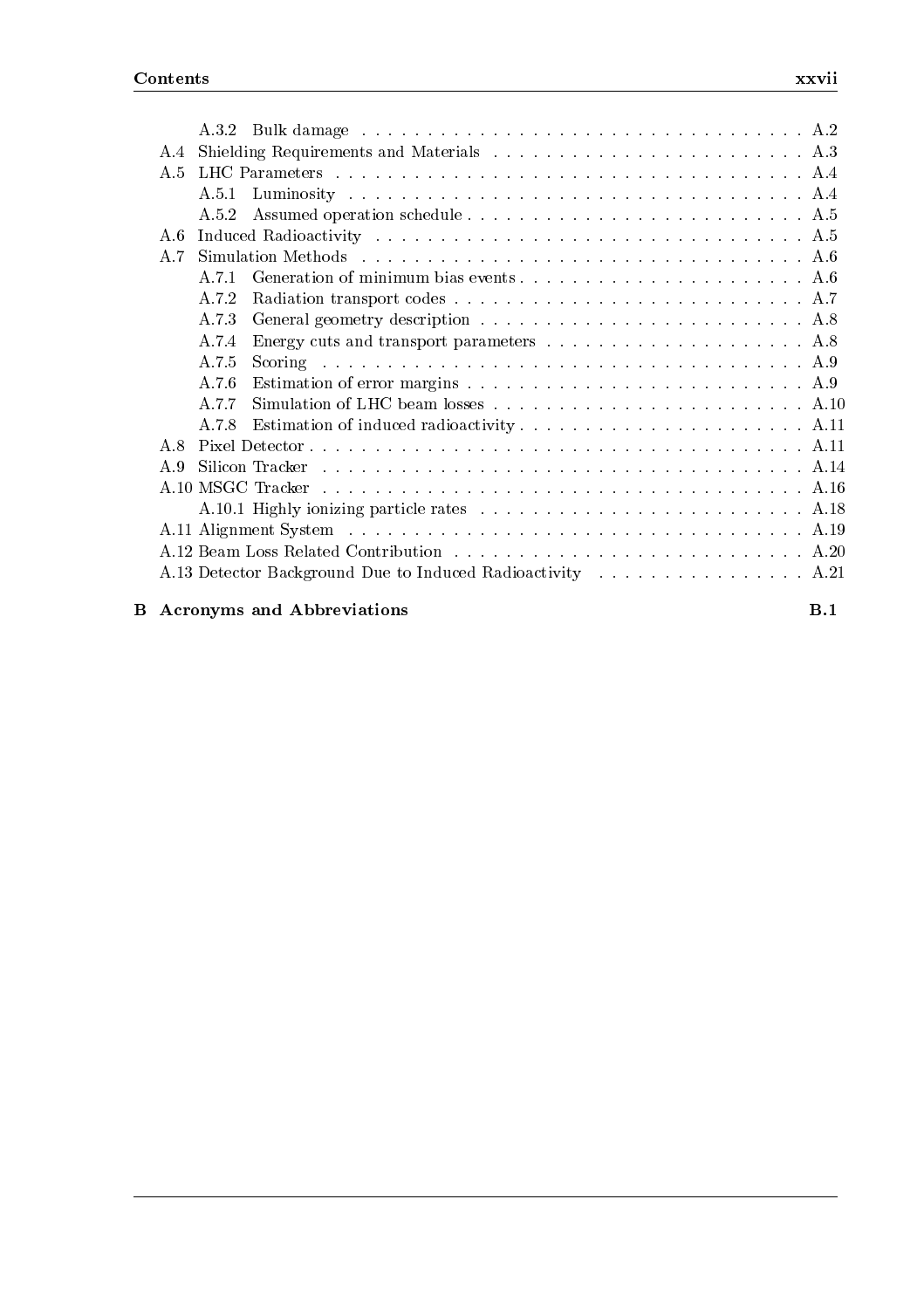A.3.2 Bulk damage . . . . . . . . . . . . . . . . . . . . . . . . . . . . . . . . . . A.2
A.4 Shielding Requirements and Materials . . . . . . . . . . . . . . . . . . . . . . . . A.3
A.5 LHC Parameters . . . . . . . . . . . . . . . . . . . . . . . . . . . . . . . . . . . A.4
A.5.1 Luminosity . . . . . . . . . . . . . . . . . . . . . . . . . . . . . . . . . . A.4
A.5.2 Assumed operation schedule . . . . . . . . . . . . . . . . . . . . . . . . . . A.5
A.6 Induced Radioactivity . . . . . . . . . . . . . . . . . . . . . . . . . . . . . . . . A.5
A.7 Simulation Methods . . . . . . . . . . . . . . . . . . . . . . . . . . . . . . . . . A.6
A.7.1 Generation of minimum bias events . . . . . . . . . . . . . . . . . . . . . . A.6
A.7.2 Radiation transport codes . . . . . . . . . . . . . . . . . . . . . . . . . . . A.7
A.7.3 General geometry description . . . . . . . . . . . . . . . . . . . . . . . . . A.8
A.7.4 Energy cuts and transport parameters . . . . . . . . . . . . . . . . . . . . A.8
A.7.5 Scoring . . . . . . . . . . . . . . . . . . . . . . . . . . . . . . . . . . . . A.9
A.7.6 Estimation of error margins . . . . . . . . . . . . . . . . . . . . . . . . . . A.9
A.7.7 Simulation of LHC beam losses . . . . . . . . . . . . . . . . . . . . . . . . A.10
A.7.8 Estimation of induced radioactivity . . . . . . . . . . . . . . . . . . . . . . A.11
A.8 Pixel Detector . . . . . . . . . . . . . . . . . . . . . . . . . . . . . . . . . . . . A.11
A.9 Silicon Tracker . . . . . . . . . . . . . . . . . . . . . . . . . . . . . . . . . . . A.14
A.10 MSGC Tracker . . . . . . . . . . . . . . . . . . . . . . . . . . . . . . . . . . . A.16
A.10.1 Highly ionizing particle rates . . . . . . . . . . . . . . . . . . . . . . . . . A.18
A.11 Alignment System . . . . . . . . . . . . . . . . . . . . . . . . . . . . . . . . . A.19
A.12 Beam Loss Related Contribution . . . . . . . . . . . . . . . . . . . . . . . . . . A.20
A.13 Detector Background Due to Induced Radioactivity . . . . . . . . . . . . . . . . A.21

**B Acronyms and Abbreviations** **B.1**